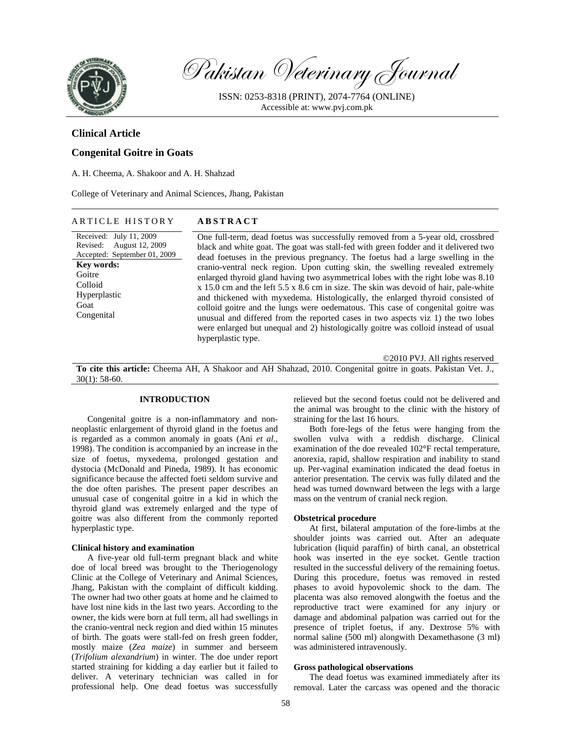# Pakistan Veterinary Journal

ISSN: 0253-8318 (PRINT), 2074-7764 (ONLINE)
Accessible at: www.pvj.com.pk

## Clinical Article

## Congenital Goitre in Goats

A. H. Cheema, A. Shakoor and A. H. Shahzad

College of Veterinary and Animal Sciences, Jhang, Pakistan

**ARTICLE HISTORY**

Received: July 11, 2009
Revised: August 12, 2009
Accepted: September 01, 2009

**Key words:**
Goitre
Colloid
Hyperplastic
Goat
Congenital

**ABSTRACT**

One full-term, dead foetus was successfully removed from a 5-year old, crossbred black and white goat. The goat was stall-fed with green fodder and it delivered two dead foetuses in the previous pregnancy. The foetus had a large swelling in the cranio-ventral neck region. Upon cutting skin, the swelling revealed extremely enlarged thyroid gland having two asymmetrical lobes with the right lobe was 8.10 x 15.0 cm and the left 5.5 x 8.6 cm in size. The skin was devoid of hair, pale-white and thickened with myxedema. Histologically, the enlarged thyroid consisted of colloid goitre and the lungs were oedematous. This case of congenital goitre was unusual and differed from the reported cases in two aspects viz 1) the two lobes were enlarged but unequal and 2) histologically goitre was colloid instead of usual hyperplastic type.

©2010 PVJ. All rights reserved

**To cite this article:** Cheema AH, A Shakoor and AH Shahzad, 2010. Congenital goitre in goats. Pakistan Vet. J., 30(1): 58-60.

## INTRODUCTION

Congenital goitre is a non-inflammatory and non-neoplastic enlargement of thyroid gland in the foetus and is regarded as a common anomaly in goats (Ani *et al.*, 1998). The condition is accompanied by an increase in the size of foetus, myxedema, prolonged gestation and dystocia (McDonald and Pineda, 1989). It has economic significance because the affected foeti seldom survive and the doe often parishes. The present paper describes an unusual case of congenital goitre in a kid in which the thyroid gland was extremely enlarged and the type of goitre was also different from the commonly reported hyperplastic type.

### Clinical history and examination

A five-year old full-term pregnant black and white doe of local breed was brought to the Theriogenology Clinic at the College of Veterinary and Animal Sciences, Jhang, Pakistan with the complaint of difficult kidding. The owner had two other goats at home and he claimed to have lost nine kids in the last two years. According to the owner, the kids were born at full term, all had swellings in the cranio-ventral neck region and died within 15 minutes of birth. The goats were stall-fed on fresh green fodder, mostly maize (*Zea maize*) in summer and berseem (*Trifolium alexandrium*) in winter. The doe under report started straining for kidding a day earlier but it failed to deliver. A veterinary technician was called in for professional help. One dead foetus was successfully relieved but the second foetus could not be delivered and the animal was brought to the clinic with the history of straining for the last 16 hours.

Both fore-legs of the fetus were hanging from the swollen vulva with a reddish discharge. Clinical examination of the doe revealed 102°F rectal temperature, anorexia, rapid, shallow respiration and inability to stand up. Per-vaginal examination indicated the dead foetus in anterior presentation. The cervix was fully dilated and the head was turned downward between the legs with a large mass on the ventrum of cranial neck region.

### Obstetrical procedure

At first, bilateral amputation of the fore-limbs at the shoulder joints was carried out. After an adequate lubrication (liquid paraffin) of birth canal, an obstetrical hook was inserted in the eye socket. Gentle traction resulted in the successful delivery of the remaining foetus. During this procedure, foetus was removed in rested phases to avoid hypovolemic shock to the dam. The placenta was also removed alongwith the foetus and the reproductive tract were examined for any injury or damage and abdominal palpation was carried out for the presence of triplet foetus, if any. Dextrose 5% with normal saline (500 ml) alongwith Dexamethasone (3 ml) was administered intravenously.

### Gross pathological observations

The dead foetus was examined immediately after its removal. Later the carcass was opened and the thoracic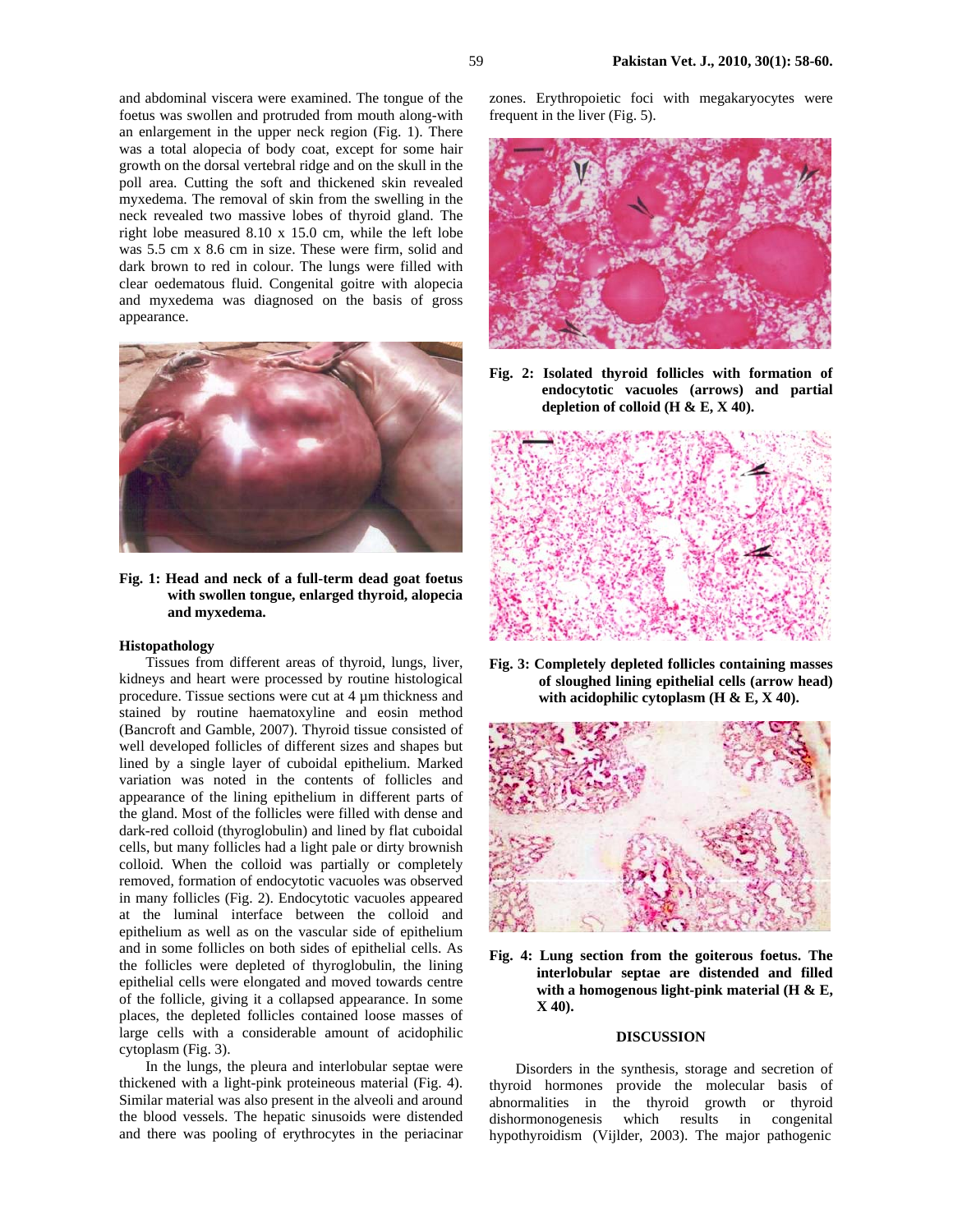and abdominal viscera were examined. The tongue of the foetus was swollen and protruded from mouth along-with an enlargement in the upper neck region (Fig. 1). There was a total alopecia of body coat, except for some hair growth on the dorsal vertebral ridge and on the skull in the poll area. Cutting the soft and thickened skin revealed myxedema. The removal of skin from the swelling in the neck revealed two massive lobes of thyroid gland. The right lobe measured 8.10 x 15.0 cm, while the left lobe was 5.5 cm x 8.6 cm in size. These were firm, solid and dark brown to red in colour. The lungs were filled with clear oedematous fluid. Congenital goitre with alopecia and myxedema was diagnosed on the basis of gross appearance.

**Fig. 1: Head and neck of a full-term dead goat foetus with swollen tongue, enlarged thyroid, alopecia and myxedema.**

### Histopathology

Tissues from different areas of thyroid, lungs, liver, kidneys and heart were processed by routine histological procedure. Tissue sections were cut at 4 µm thickness and stained by routine haematoxyline and eosin method (Bancroft and Gamble, 2007). Thyroid tissue consisted of well developed follicles of different sizes and shapes but lined by a single layer of cuboidal epithelium. Marked variation was noted in the contents of follicles and appearance of the lining epithelium in different parts of the gland. Most of the follicles were filled with dense and dark-red colloid (thyroglobulin) and lined by flat cuboidal cells, but many follicles had a light pale or dirty brownish colloid. When the colloid was partially or completely removed, formation of endocytotic vacuoles was observed in many follicles (Fig. 2). Endocytotic vacuoles appeared at the luminal interface between the colloid and epithelium as well as on the vascular side of epithelium and in some follicles on both sides of epithelial cells. As the follicles were depleted of thyroglobulin, the lining epithelial cells were elongated and moved towards centre of the follicle, giving it a collapsed appearance. In some places, the depleted follicles contained loose masses of large cells with a considerable amount of acidophilic cytoplasm (Fig. 3).

In the lungs, the pleura and interlobular septae were thickened with a light-pink proteineous material (Fig. 4). Similar material was also present in the alveoli and around the blood vessels. The hepatic sinusoids were distended and there was pooling of erythrocytes in the periacinar zones. Erythropoietic foci with megakaryocytes were frequent in the liver (Fig. 5).

**Fig. 2: Isolated thyroid follicles with formation of endocytotic vacuoles (arrows) and partial depletion of colloid (H & E, X 40).**

**Fig. 3: Completely depleted follicles containing masses of sloughed lining epithelial cells (arrow head) with acidophilic cytoplasm (H & E, X 40).**

**Fig. 4: Lung section from the goiterous foetus. The interlobular septae are distended and filled with a homogenous light-pink material (H & E, X 40).**

## DISCUSSION

Disorders in the synthesis, storage and secretion of thyroid hormones provide the molecular basis of abnormalities in the thyroid growth or thyroid dishormonogenesis which results in congenital hypothyroidism (Vijlder, 2003). The major pathogenic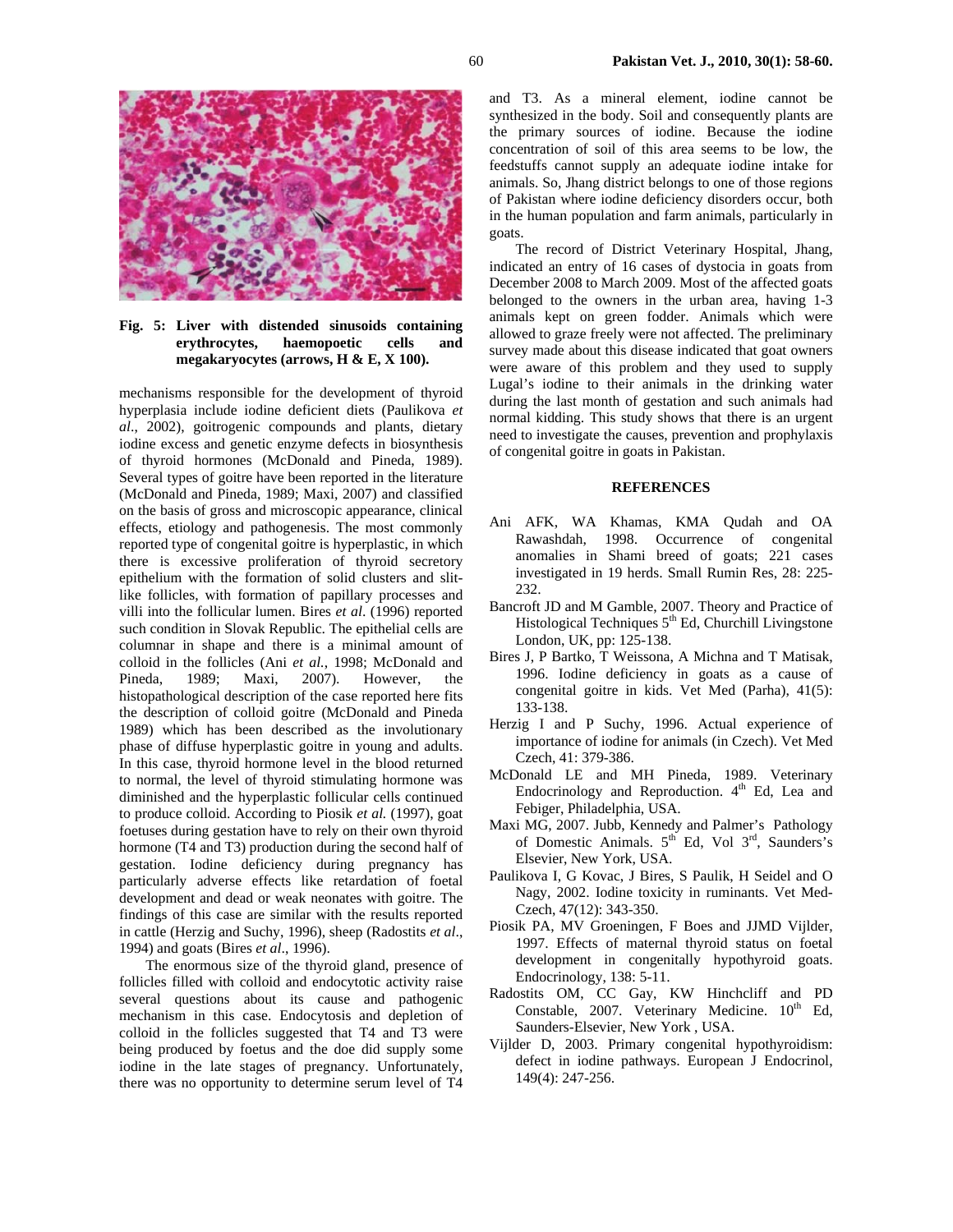**Fig. 5: Liver with distended sinusoids containing erythrocytes, haemopoetic cells and megakaryocytes (arrows, H & E, X 100).**

mechanisms responsible for the development of thyroid hyperplasia include iodine deficient diets (Paulikova *et al*., 2002), goitrogenic compounds and plants, dietary iodine excess and genetic enzyme defects in biosynthesis of thyroid hormones (McDonald and Pineda, 1989). Several types of goitre have been reported in the literature (McDonald and Pineda, 1989; Maxi, 2007) and classified on the basis of gross and microscopic appearance, clinical effects, etiology and pathogenesis. The most commonly reported type of congenital goitre is hyperplastic, in which there is excessive proliferation of thyroid secretory epithelium with the formation of solid clusters and slit-like follicles, with formation of papillary processes and villi into the follicular lumen. Bires *et al*. (1996) reported such condition in Slovak Republic. The epithelial cells are columnar in shape and there is a minimal amount of colloid in the follicles (Ani *et al.*, 1998; McDonald and Pineda, 1989; Maxi, 2007). However, the histopathological description of the case reported here fits the description of colloid goitre (McDonald and Pineda 1989) which has been described as the involutionary phase of diffuse hyperplastic goitre in young and adults. In this case, thyroid hormone level in the blood returned to normal, the level of thyroid stimulating hormone was diminished and the hyperplastic follicular cells continued to produce colloid. According to Piosik *et al.* (1997), goat foetuses during gestation have to rely on their own thyroid hormone (T4 and T3) production during the second half of gestation. Iodine deficiency during pregnancy has particularly adverse effects like retardation of foetal development and dead or weak neonates with goitre. The findings of this case are similar with the results reported in cattle (Herzig and Suchy, 1996), sheep (Radostits *et al*., 1994) and goats (Bires *et al*., 1996).

The enormous size of the thyroid gland, presence of follicles filled with colloid and endocytotic activity raise several questions about its cause and pathogenic mechanism in this case. Endocytosis and depletion of colloid in the follicles suggested that T4 and T3 were being produced by foetus and the doe did supply some iodine in the late stages of pregnancy. Unfortunately, there was no opportunity to determine serum level of T4 and T3. As a mineral element, iodine cannot be synthesized in the body. Soil and consequently plants are the primary sources of iodine. Because the iodine concentration of soil of this area seems to be low, the feedstuffs cannot supply an adequate iodine intake for animals. So, Jhang district belongs to one of those regions of Pakistan where iodine deficiency disorders occur, both in the human population and farm animals, particularly in goats.

The record of District Veterinary Hospital, Jhang, indicated an entry of 16 cases of dystocia in goats from December 2008 to March 2009. Most of the affected goats belonged to the owners in the urban area, having 1-3 animals kept on green fodder. Animals which were allowed to graze freely were not affected. The preliminary survey made about this disease indicated that goat owners were aware of this problem and they used to supply Lugal's iodine to their animals in the drinking water during the last month of gestation and such animals had normal kidding. This study shows that there is an urgent need to investigate the causes, prevention and prophylaxis of congenital goitre in goats in Pakistan.

## REFERENCES

Ani AFK, WA Khamas, KMA Qudah and OA Rawashdah, 1998. Occurrence of congenital anomalies in Shami breed of goats; 221 cases investigated in 19 herds. Small Rumin Res, 28: 225-232.

Bancroft JD and M Gamble, 2007. Theory and Practice of Histological Techniques 5th Ed, Churchill Livingstone London, UK, pp: 125-138.

Bires J, P Bartko, T Weissona, A Michna and T Matisak, 1996. Iodine deficiency in goats as a cause of congenital goitre in kids. Vet Med (Parha), 41(5): 133-138.

Herzig I and P Suchy, 1996. Actual experience of importance of iodine for animals (in Czech). Vet Med Czech, 41: 379-386.

McDonald LE and MH Pineda, 1989. Veterinary Endocrinology and Reproduction. 4th Ed, Lea and Febiger, Philadelphia, USA.

Maxi MG, 2007. Jubb, Kennedy and Palmer's Pathology of Domestic Animals. 5th Ed, Vol 3rd, Saunders's Elsevier, New York, USA.

Paulikova I, G Kovac, J Bires, S Paulik, H Seidel and O Nagy, 2002. Iodine toxicity in ruminants. Vet Med-Czech, 47(12): 343-350.

Piosik PA, MV Groeningen, F Boes and JJMD Vijlder, 1997. Effects of maternal thyroid status on foetal development in congenitally hypothyroid goats. Endocrinology, 138: 5-11.

Radostits OM, CC Gay, KW Hinchcliff and PD Constable, 2007. Veterinary Medicine. 10th Ed, Saunders-Elsevier, New York , USA.

Vijlder D, 2003. Primary congenital hypothyroidism: defect in iodine pathways. European J Endocrinol, 149(4): 247-256.